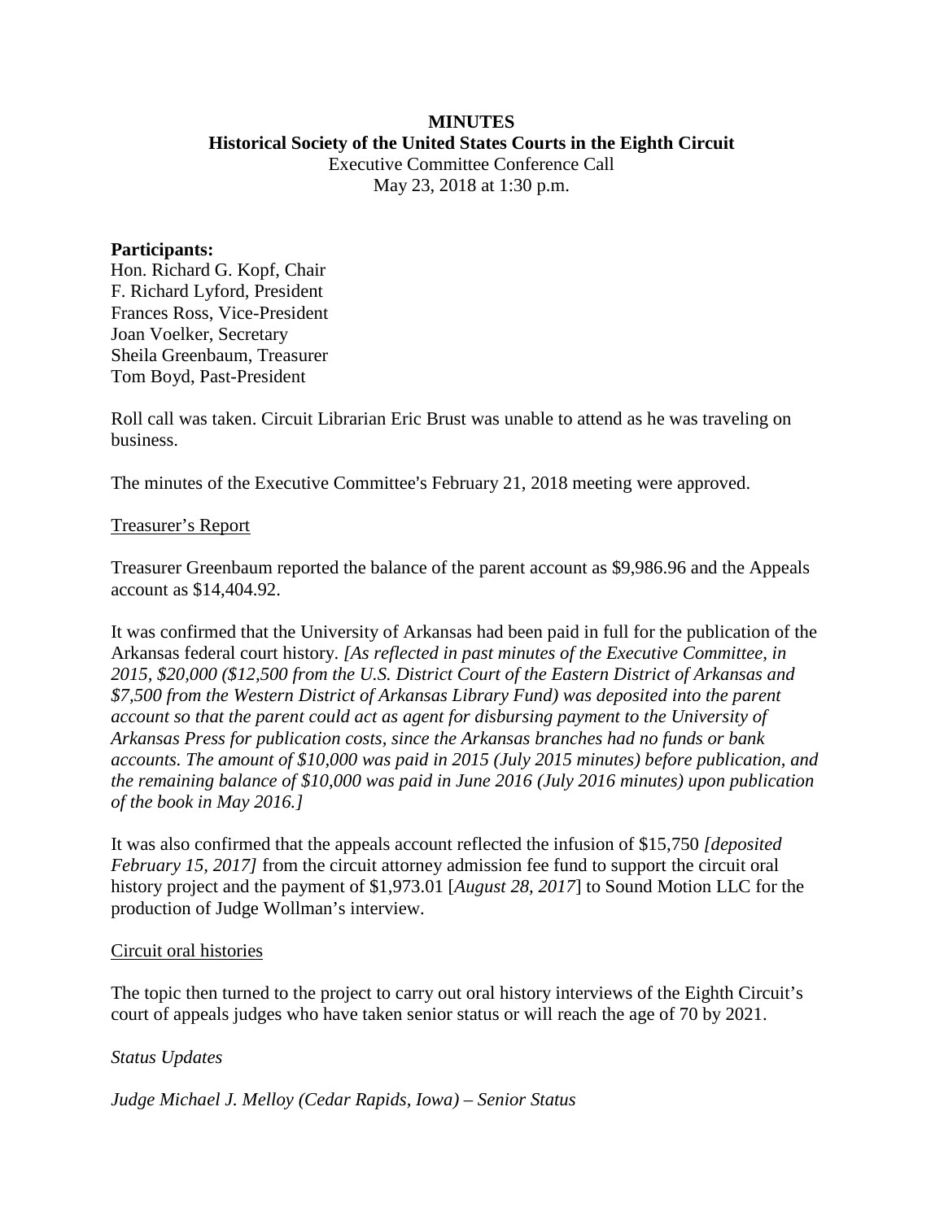**MINUTES**
**Historical Society of the United States Courts in the Eighth Circuit**
Executive Committee Conference Call
May 23, 2018 at 1:30 p.m.

**Participants:**
Hon. Richard G. Kopf, Chair
F. Richard Lyford, President
Frances Ross, Vice-President
Joan Voelker, Secretary
Sheila Greenbaum, Treasurer
Tom Boyd, Past-President

Roll call was taken. Circuit Librarian Eric Brust was unable to attend as he was traveling on business.

The minutes of the Executive Committee's February 21, 2018 meeting were approved.

Treasurer's Report

Treasurer Greenbaum reported the balance of the parent account as $9,986.96 and the Appeals account as $14,404.92.

It was confirmed that the University of Arkansas had been paid in full for the publication of the Arkansas federal court history. *[As reflected in past minutes of the Executive Committee, in 2015, $20,000 ($12,500 from the U.S. District Court of the Eastern District of Arkansas and $7,500 from the Western District of Arkansas Library Fund) was deposited into the parent account so that the parent could act as agent for disbursing payment to the University of Arkansas Press for publication costs, since the Arkansas branches had no funds or bank accounts. The amount of $10,000 was paid in 2015 (July 2015 minutes) before publication, and the remaining balance of $10,000 was paid in June 2016 (July 2016 minutes) upon publication of the book in May 2016.]*

It was also confirmed that the appeals account reflected the infusion of $15,750 *[deposited February 15, 2017]* from the circuit attorney admission fee fund to support the circuit oral history project and the payment of $1,973.01 [*August 28, 2017*] to Sound Motion LLC for the production of Judge Wollman's interview.

Circuit oral histories

The topic then turned to the project to carry out oral history interviews of the Eighth Circuit's court of appeals judges who have taken senior status or will reach the age of 70 by 2021.

*Status Updates*

*Judge Michael J. Melloy (Cedar Rapids, Iowa) – Senior Status*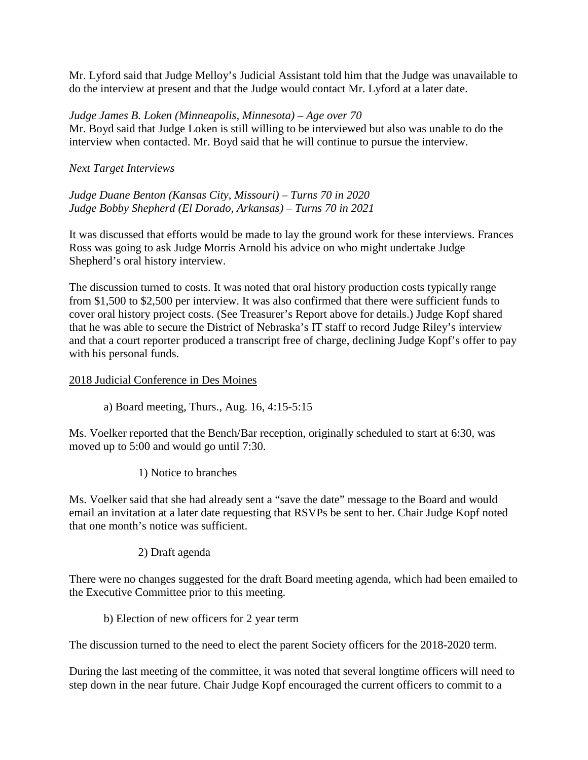Mr. Lyford said that Judge Melloy's Judicial Assistant told him that the Judge was unavailable to do the interview at present and that the Judge would contact Mr. Lyford at a later date.

*Judge James B. Loken (Minneapolis, Minnesota) – Age over 70*

Mr. Boyd said that Judge Loken is still willing to be interviewed but also was unable to do the interview when contacted. Mr. Boyd said that he will continue to pursue the interview.

*Next Target Interviews*

*Judge Duane Benton (Kansas City, Missouri) – Turns 70 in 2020*
*Judge Bobby Shepherd (El Dorado, Arkansas) – Turns 70 in 2021*

It was discussed that efforts would be made to lay the ground work for these interviews. Frances Ross was going to ask Judge Morris Arnold his advice on who might undertake Judge Shepherd's oral history interview.

The discussion turned to costs. It was noted that oral history production costs typically range from $1,500 to $2,500 per interview. It was also confirmed that there were sufficient funds to cover oral history project costs. (See Treasurer's Report above for details.) Judge Kopf shared that he was able to secure the District of Nebraska's IT staff to record Judge Riley's interview and that a court reporter produced a transcript free of charge, declining Judge Kopf's offer to pay with his personal funds.

<u>2018 Judicial Conference in Des Moines</u>

a) Board meeting, Thurs., Aug. 16, 4:15-5:15

Ms. Voelker reported that the Bench/Bar reception, originally scheduled to start at 6:30, was moved up to 5:00 and would go until 7:30.

1) Notice to branches

Ms. Voelker said that she had already sent a "save the date" message to the Board and would email an invitation at a later date requesting that RSVPs be sent to her. Chair Judge Kopf noted that one month's notice was sufficient.

2) Draft agenda

There were no changes suggested for the draft Board meeting agenda, which had been emailed to the Executive Committee prior to this meeting.

b) Election of new officers for 2 year term

The discussion turned to the need to elect the parent Society officers for the 2018-2020 term.

During the last meeting of the committee, it was noted that several longtime officers will need to step down in the near future. Chair Judge Kopf encouraged the current officers to commit to a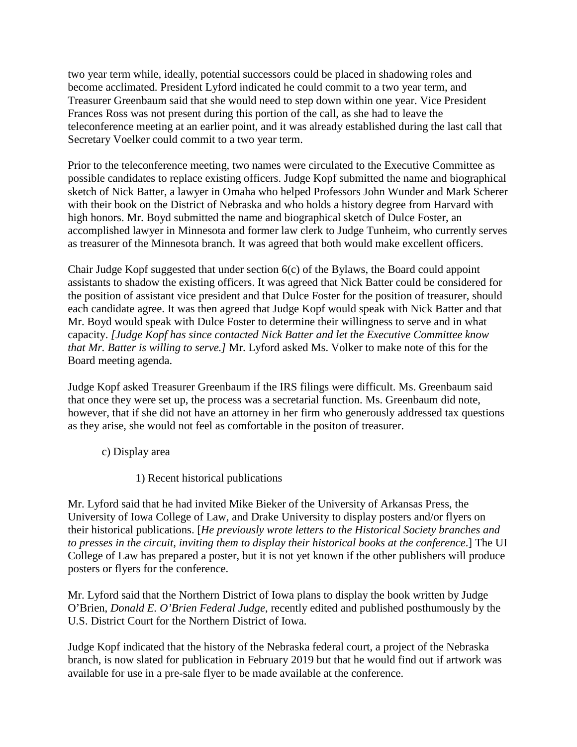two year term while, ideally, potential successors could be placed in shadowing roles and become acclimated. President Lyford indicated he could commit to a two year term, and Treasurer Greenbaum said that she would need to step down within one year. Vice President Frances Ross was not present during this portion of the call, as she had to leave the teleconference meeting at an earlier point, and it was already established during the last call that Secretary Voelker could commit to a two year term.

Prior to the teleconference meeting, two names were circulated to the Executive Committee as possible candidates to replace existing officers. Judge Kopf submitted the name and biographical sketch of Nick Batter, a lawyer in Omaha who helped Professors John Wunder and Mark Scherer with their book on the District of Nebraska and who holds a history degree from Harvard with high honors. Mr. Boyd submitted the name and biographical sketch of Dulce Foster, an accomplished lawyer in Minnesota and former law clerk to Judge Tunheim, who currently serves as treasurer of the Minnesota branch. It was agreed that both would make excellent officers.

Chair Judge Kopf suggested that under section 6(c) of the Bylaws, the Board could appoint assistants to shadow the existing officers. It was agreed that Nick Batter could be considered for the position of assistant vice president and that Dulce Foster for the position of treasurer, should each candidate agree. It was then agreed that Judge Kopf would speak with Nick Batter and that Mr. Boyd would speak with Dulce Foster to determine their willingness to serve and in what capacity. *[Judge Kopf has since contacted Nick Batter and let the Executive Committee know that Mr. Batter is willing to serve.]* Mr. Lyford asked Ms. Volker to make note of this for the Board meeting agenda.

Judge Kopf asked Treasurer Greenbaum if the IRS filings were difficult. Ms. Greenbaum said that once they were set up, the process was a secretarial function. Ms. Greenbaum did note, however, that if she did not have an attorney in her firm who generously addressed tax questions as they arise, she would not feel as comfortable in the positon of treasurer.

c) Display area

1) Recent historical publications

Mr. Lyford said that he had invited Mike Bieker of the University of Arkansas Press, the University of Iowa College of Law, and Drake University to display posters and/or flyers on their historical publications. [*He previously wrote letters to the Historical Society branches and to presses in the circuit, inviting them to display their historical books at the conference*.] The UI College of Law has prepared a poster, but it is not yet known if the other publishers will produce posters or flyers for the conference.

Mr. Lyford said that the Northern District of Iowa plans to display the book written by Judge O'Brien, *Donald E. O'Brien Federal Judge*, recently edited and published posthumously by the U.S. District Court for the Northern District of Iowa.

Judge Kopf indicated that the history of the Nebraska federal court, a project of the Nebraska branch, is now slated for publication in February 2019 but that he would find out if artwork was available for use in a pre-sale flyer to be made available at the conference.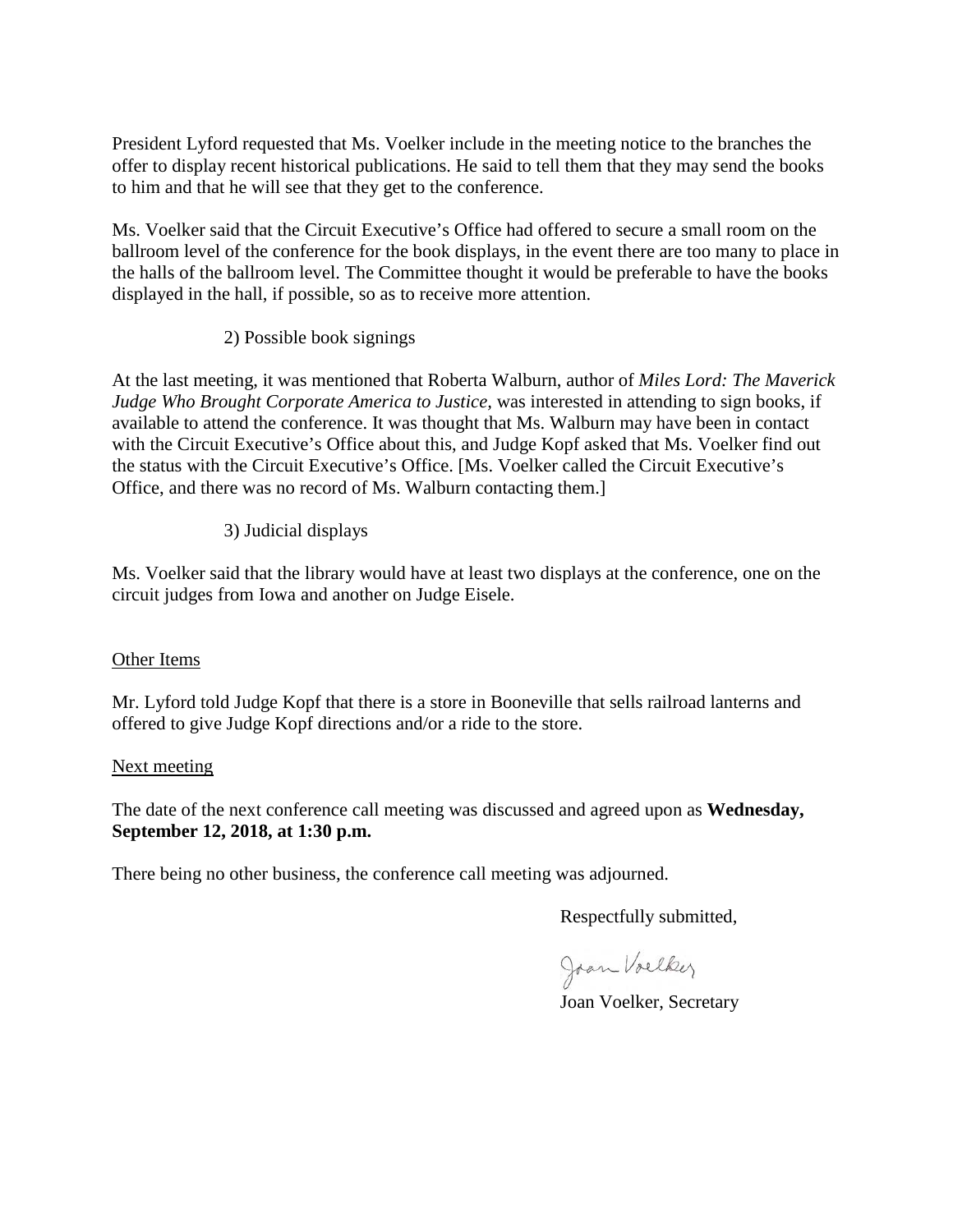President Lyford requested that Ms. Voelker include in the meeting notice to the branches the offer to display recent historical publications. He said to tell them that they may send the books to him and that he will see that they get to the conference.

Ms. Voelker said that the Circuit Executive's Office had offered to secure a small room on the ballroom level of the conference for the book displays, in the event there are too many to place in the halls of the ballroom level. The Committee thought it would be preferable to have the books displayed in the hall, if possible, so as to receive more attention.

2) Possible book signings

At the last meeting, it was mentioned that Roberta Walburn, author of *Miles Lord: The Maverick Judge Who Brought Corporate America to Justice,* was interested in attending to sign books, if available to attend the conference. It was thought that Ms. Walburn may have been in contact with the Circuit Executive's Office about this, and Judge Kopf asked that Ms. Voelker find out the status with the Circuit Executive's Office. [Ms. Voelker called the Circuit Executive's Office, and there was no record of Ms. Walburn contacting them.]

3) Judicial displays

Ms. Voelker said that the library would have at least two displays at the conference, one on the circuit judges from Iowa and another on Judge Eisele.

<u>Other Items</u>

Mr. Lyford told Judge Kopf that there is a store in Booneville that sells railroad lanterns and offered to give Judge Kopf directions and/or a ride to the store.

<u>Next meeting</u>

The date of the next conference call meeting was discussed and agreed upon as **Wednesday, September 12, 2018, at 1:30 p.m.**

There being no other business, the conference call meeting was adjourned.

Respectfully submitted,

Joan Voelker

Joan Voelker, Secretary